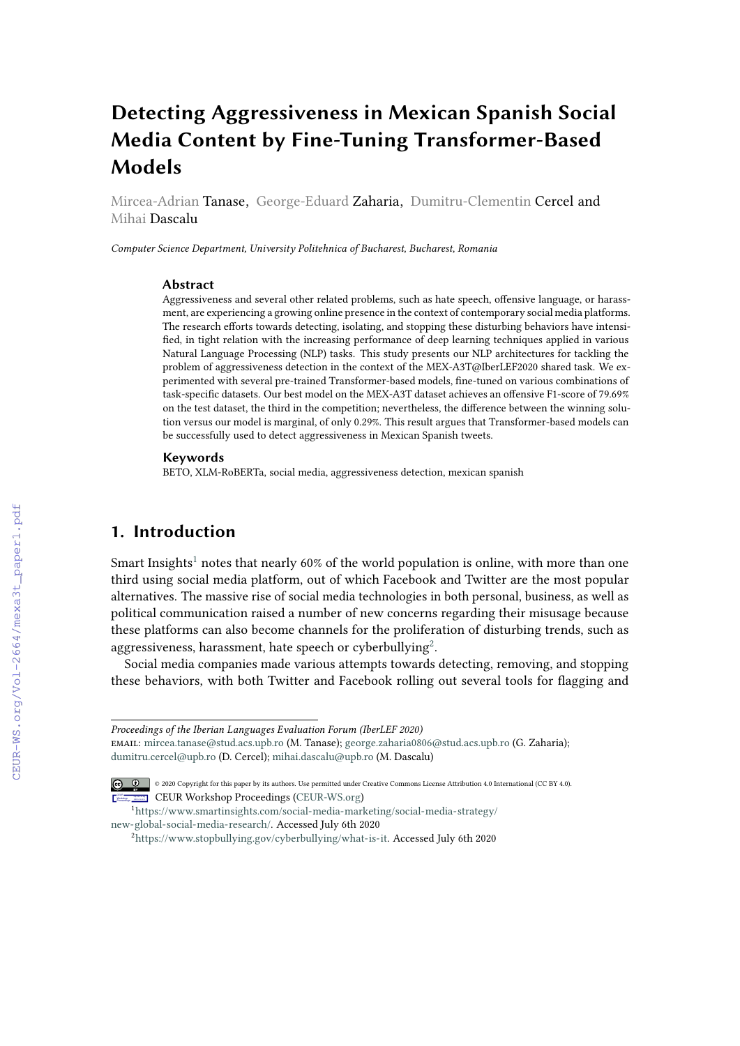# Detecting Aggressiveness in Mexican Spanish Social Media Content by Fine-Tuning Transformer-Based Models

Mircea-Adrian Tanase, George-Eduard Zaharia, Dumitru-Clementin Cercel and Mihai Dascalu

*Computer Science Department, University Politehnica of Bucharest, Bucharest, Romania*

### Abstract

Aggressiveness and several other related problems, such as hate speech, offensive language, or harassment, are experiencing a growing online presence in the context of contemporary social media platforms. The research efforts towards detecting, isolating, and stopping these disturbing behaviors have intensified, in tight relation with the increasing performance of deep learning techniques applied in various Natural Language Processing (NLP) tasks. This study presents our NLP architectures for tackling the problem of aggressiveness detection in the context of the MEX-A3T@IberLEF2020 shared task. We experimented with several pre-trained Transformer-based models, fine-tuned on various combinations of task-specific datasets. Our best model on the MEX-A3T dataset achieves an offensive F1-score of 79.69% on the test dataset, the third in the competition; nevertheless, the difference between the winning solution versus our model is marginal, of only 0.29%. This result argues that Transformer-based models can be successfully used to detect aggressiveness in Mexican Spanish tweets.

### Keywords

BETO, XLM-RoBERTa, social media, aggressiveness detection, mexican spanish

## 1. Introduction

Smart Insights[1] notes that nearly 60% of the world population is online, with more than one third using social media platform, out of which Facebook and Twitter are the most popular alternatives. The massive rise of social media technologies in both personal, business, as well as political communication raised a number of new concerns regarding their misusage because these platforms can also become channels for the proliferation of disturbing trends, such as aggressiveness, harassment, hate speech or cyberbullying[2].

Social media companies made various attempts towards detecting, removing, and stopping these behaviors, with both Twitter and Facebook rolling out several tools for flagging and

---

*Proceedings of the Iberian Languages Evaluation Forum (IberLEF 2020)*
EMAIL: mircea.tanase@stud.acs.upb.ro (M. Tanase); george.zaharia0806@stud.acs.upb.ro (G. Zaharia); dumitru.cercel@upb.ro (D. Cercel); mihai.dascalu@upb.ro (M. Dascalu)

© 2020 Copyright for this paper by its authors. Use permitted under Creative Commons License Attribution 4.0 International (CC BY 4.0).
CEUR Workshop Proceedings (CEUR-WS.org)

[1] https://www.smartinsights.com/social-media-marketing/social-media-strategy/new-global-social-media-research/. Accessed July 6th 2020

[2] https://www.stopbullying.gov/cyberbullying/what-is-it. Accessed July 6th 2020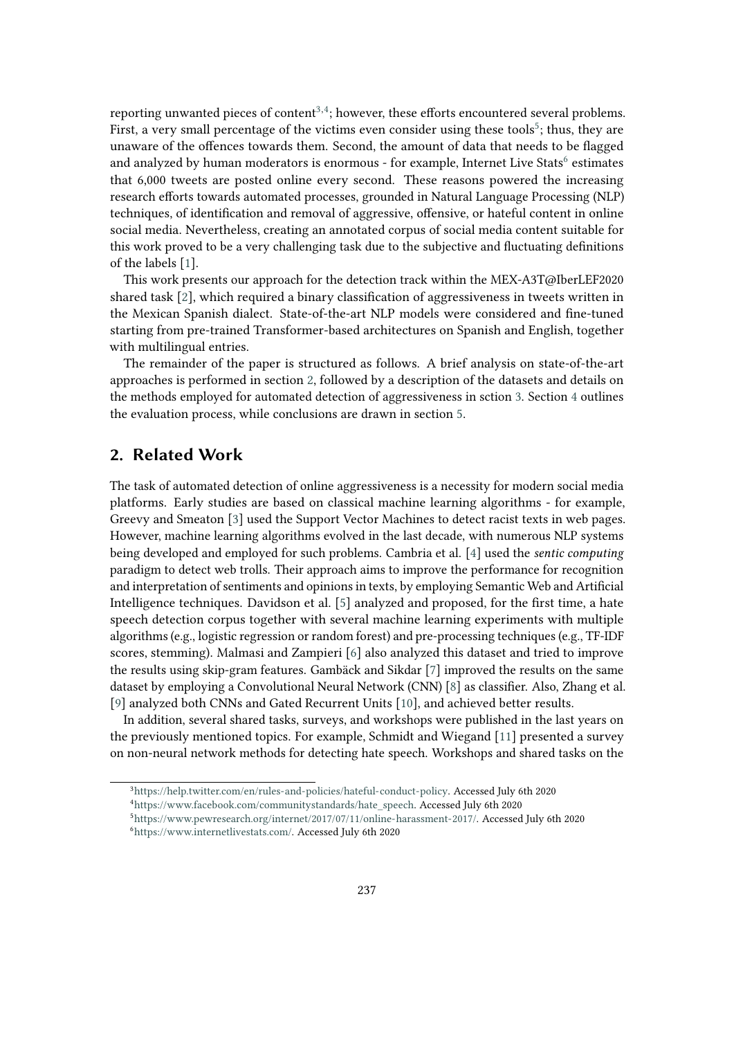reporting unwanted pieces of content[3,4]; however, these efforts encountered several problems. First, a very small percentage of the victims even consider using these tools[5]; thus, they are unaware of the offences towards them. Second, the amount of data that needs to be flagged and analyzed by human moderators is enormous - for example, Internet Live Stats[6] estimates that 6,000 tweets are posted online every second. These reasons powered the increasing research efforts towards automated processes, grounded in Natural Language Processing (NLP) techniques, of identification and removal of aggressive, offensive, or hateful content in online social media. Nevertheless, creating an annotated corpus of social media content suitable for this work proved to be a very challenging task due to the subjective and fluctuating definitions of the labels [1].

This work presents our approach for the detection track within the MEX-A3T@IberLEF2020 shared task [2], which required a binary classification of aggressiveness in tweets written in the Mexican Spanish dialect. State-of-the-art NLP models were considered and fine-tuned starting from pre-trained Transformer-based architectures on Spanish and English, together with multilingual entries.

The remainder of the paper is structured as follows. A brief analysis on state-of-the-art approaches is performed in section 2, followed by a description of the datasets and details on the methods employed for automated detection of aggressiveness in sction 3. Section 4 outlines the evaluation process, while conclusions are drawn in section 5.

## 2. Related Work

The task of automated detection of online aggressiveness is a necessity for modern social media platforms. Early studies are based on classical machine learning algorithms - for example, Greevy and Smeaton [3] used the Support Vector Machines to detect racist texts in web pages. However, machine learning algorithms evolved in the last decade, with numerous NLP systems being developed and employed for such problems. Cambria et al. [4] used the *sentic computing* paradigm to detect web trolls. Their approach aims to improve the performance for recognition and interpretation of sentiments and opinions in texts, by employing Semantic Web and Artificial Intelligence techniques. Davidson et al. [5] analyzed and proposed, for the first time, a hate speech detection corpus together with several machine learning experiments with multiple algorithms (e.g., logistic regression or random forest) and pre-processing techniques (e.g., TF-IDF scores, stemming). Malmasi and Zampieri [6] also analyzed this dataset and tried to improve the results using skip-gram features. Gambäck and Sikdar [7] improved the results on the same dataset by employing a Convolutional Neural Network (CNN) [8] as classifier. Also, Zhang et al. [9] analyzed both CNNs and Gated Recurrent Units [10], and achieved better results.

In addition, several shared tasks, surveys, and workshops were published in the last years on the previously mentioned topics. For example, Schmidt and Wiegand [11] presented a survey on non-neural network methods for detecting hate speech. Workshops and shared tasks on the

[3] https://help.twitter.com/en/rules-and-policies/hateful-conduct-policy. Accessed July 6th 2020

[4] https://www.facebook.com/communitystandards/hate_speech. Accessed July 6th 2020

[5] https://www.pewresearch.org/internet/2017/07/11/online-harassment-2017/. Accessed July 6th 2020

[6] https://www.internetlivestats.com/. Accessed July 6th 2020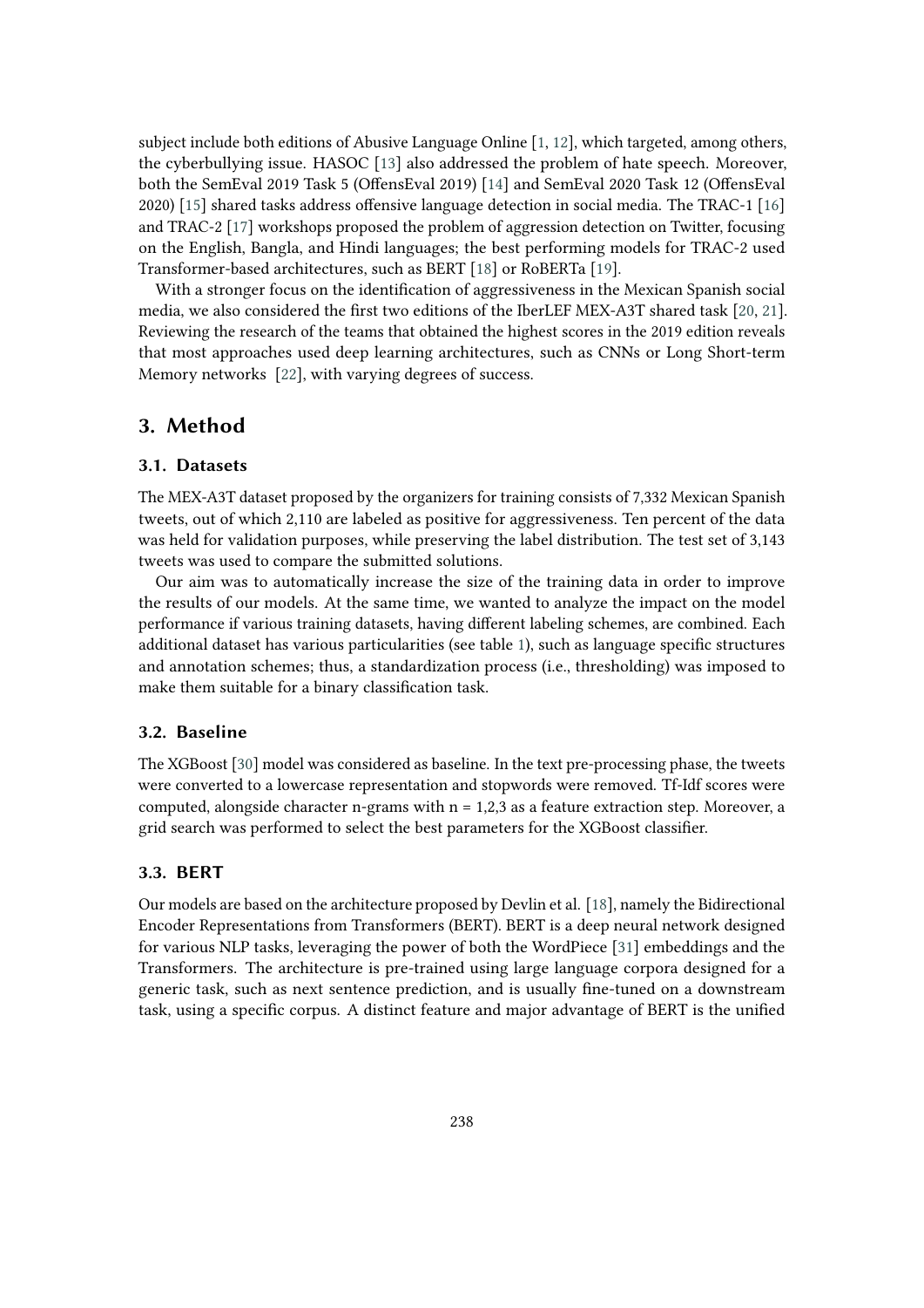subject include both editions of Abusive Language Online [1, 12], which targeted, among others, the cyberbullying issue. HASOC [13] also addressed the problem of hate speech. Moreover, both the SemEval 2019 Task 5 (OffensEval 2019) [14] and SemEval 2020 Task 12 (OffensEval 2020) [15] shared tasks address offensive language detection in social media. The TRAC-1 [16] and TRAC-2 [17] workshops proposed the problem of aggression detection on Twitter, focusing on the English, Bangla, and Hindi languages; the best performing models for TRAC-2 used Transformer-based architectures, such as BERT [18] or RoBERTa [19].

With a stronger focus on the identification of aggressiveness in the Mexican Spanish social media, we also considered the first two editions of the IberLEF MEX-A3T shared task [20, 21]. Reviewing the research of the teams that obtained the highest scores in the 2019 edition reveals that most approaches used deep learning architectures, such as CNNs or Long Short-term Memory networks [22], with varying degrees of success.

## 3. Method

### 3.1. Datasets

The MEX-A3T dataset proposed by the organizers for training consists of 7,332 Mexican Spanish tweets, out of which 2,110 are labeled as positive for aggressiveness. Ten percent of the data was held for validation purposes, while preserving the label distribution. The test set of 3,143 tweets was used to compare the submitted solutions.

Our aim was to automatically increase the size of the training data in order to improve the results of our models. At the same time, we wanted to analyze the impact on the model performance if various training datasets, having different labeling schemes, are combined. Each additional dataset has various particularities (see table 1), such as language specific structures and annotation schemes; thus, a standardization process (i.e., thresholding) was imposed to make them suitable for a binary classification task.

### 3.2. Baseline

The XGBoost [30] model was considered as baseline. In the text pre-processing phase, the tweets were converted to a lowercase representation and stopwords were removed. Tf-Idf scores were computed, alongside character n-grams with n = 1,2,3 as a feature extraction step. Moreover, a grid search was performed to select the best parameters for the XGBoost classifier.

### 3.3. BERT

Our models are based on the architecture proposed by Devlin et al. [18], namely the Bidirectional Encoder Representations from Transformers (BERT). BERT is a deep neural network designed for various NLP tasks, leveraging the power of both the WordPiece [31] embeddings and the Transformers. The architecture is pre-trained using large language corpora designed for a generic task, such as next sentence prediction, and is usually fine-tuned on a downstream task, using a specific corpus. A distinct feature and major advantage of BERT is the unified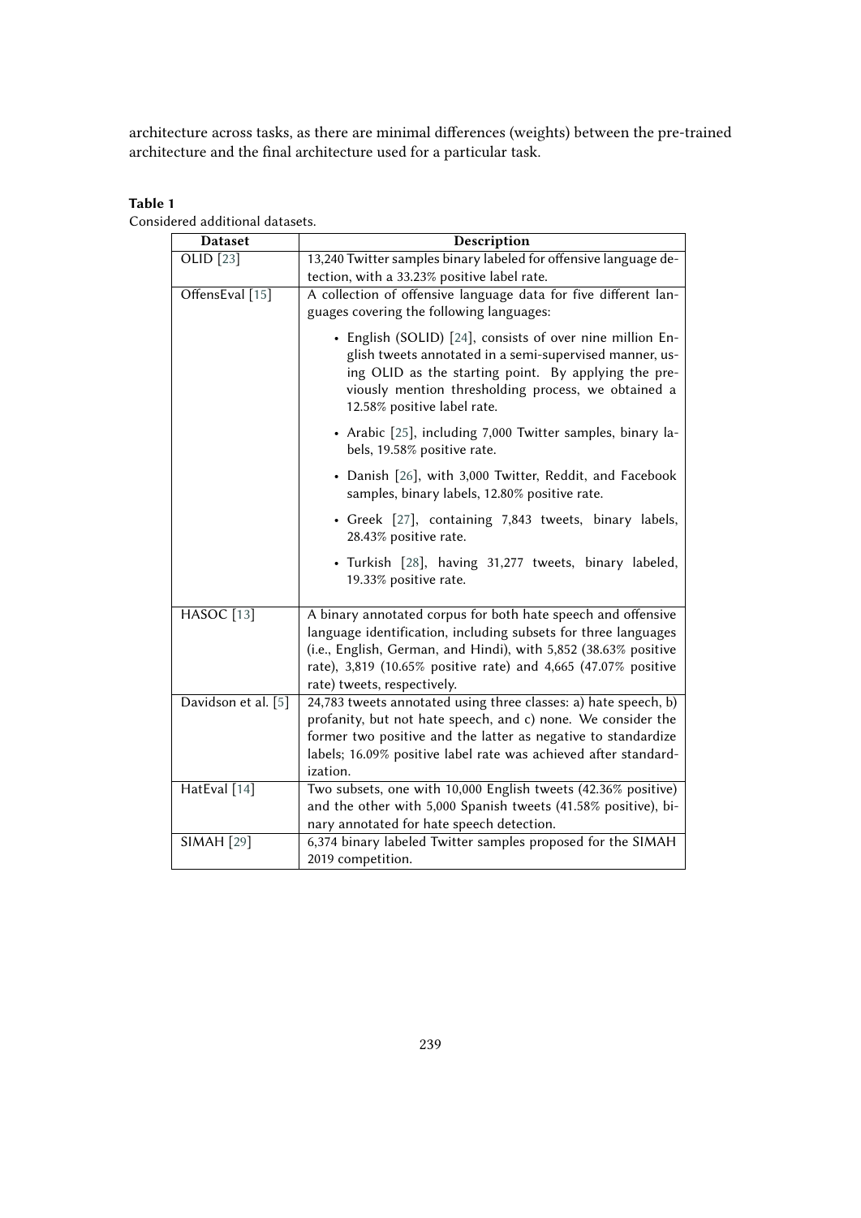architecture across tasks, as there are minimal differences (weights) between the pre-trained architecture and the final architecture used for a particular task.

**Table 1**
Considered additional datasets.

| Dataset | Description |
|---|---|
| OLID [23] | 13,240 Twitter samples binary labeled for offensive language detection, with a 33.23% positive label rate. |
| OffensEval [15] | A collection of offensive language data for five different languages covering the following languages:<br>• English (SOLID) [24], consists of over nine million English tweets annotated in a semi-supervised manner, using OLID as the starting point. By applying the previously mention thresholding process, we obtained a 12.58% positive label rate.<br>• Arabic [25], including 7,000 Twitter samples, binary labels, 19.58% positive rate.<br>• Danish [26], with 3,000 Twitter, Reddit, and Facebook samples, binary labels, 12.80% positive rate.<br>• Greek [27], containing 7,843 tweets, binary labels, 28.43% positive rate.<br>• Turkish [28], having 31,277 tweets, binary labeled, 19.33% positive rate. |
| HASOC [13] | A binary annotated corpus for both hate speech and offensive language identification, including subsets for three languages (i.e., English, German, and Hindi), with 5,852 (38.63% positive rate), 3,819 (10.65% positive rate) and 4,665 (47.07% positive rate) tweets, respectively. |
| Davidson et al. [5] | 24,783 tweets annotated using three classes: a) hate speech, b) profanity, but not hate speech, and c) none. We consider the former two positive and the latter as negative to standardize labels; 16.09% positive label rate was achieved after standardization. |
| HatEval [14] | Two subsets, one with 10,000 English tweets (42.36% positive) and the other with 5,000 Spanish tweets (41.58% positive), binary annotated for hate speech detection. |
| SIMAH [29] | 6,374 binary labeled Twitter samples proposed for the SIMAH 2019 competition. |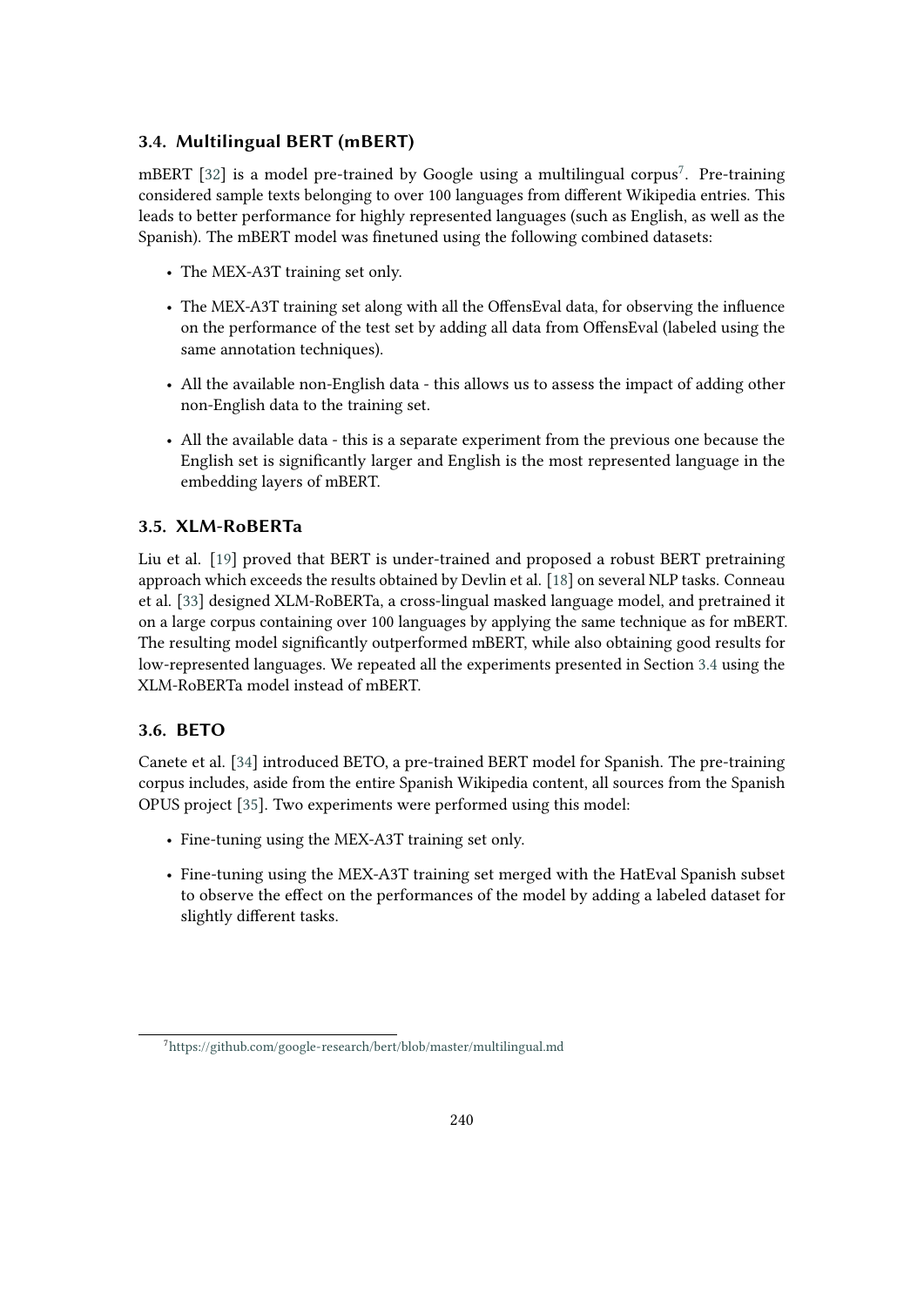### 3.4. Multilingual BERT (mBERT)

mBERT [32] is a model pre-trained by Google using a multilingual corpus[7]. Pre-training considered sample texts belonging to over 100 languages from different Wikipedia entries. This leads to better performance for highly represented languages (such as English, as well as the Spanish). The mBERT model was finetuned using the following combined datasets:

- The MEX-A3T training set only.
- The MEX-A3T training set along with all the OffensEval data, for observing the influence on the performance of the test set by adding all data from OffensEval (labeled using the same annotation techniques).
- All the available non-English data - this allows us to assess the impact of adding other non-English data to the training set.
- All the available data - this is a separate experiment from the previous one because the English set is significantly larger and English is the most represented language in the embedding layers of mBERT.

### 3.5. XLM-RoBERTa

Liu et al. [19] proved that BERT is under-trained and proposed a robust BERT pretraining approach which exceeds the results obtained by Devlin et al. [18] on several NLP tasks. Conneau et al. [33] designed XLM-RoBERTa, a cross-lingual masked language model, and pretrained it on a large corpus containing over 100 languages by applying the same technique as for mBERT. The resulting model significantly outperformed mBERT, while also obtaining good results for low-represented languages. We repeated all the experiments presented in Section 3.4 using the XLM-RoBERTa model instead of mBERT.

### 3.6. BETO

Canete et al. [34] introduced BETO, a pre-trained BERT model for Spanish. The pre-training corpus includes, aside from the entire Spanish Wikipedia content, all sources from the Spanish OPUS project [35]. Two experiments were performed using this model:

- Fine-tuning using the MEX-A3T training set only.
- Fine-tuning using the MEX-A3T training set merged with the HatEval Spanish subset to observe the effect on the performances of the model by adding a labeled dataset for slightly different tasks.

[7] https://github.com/google-research/bert/blob/master/multilingual.md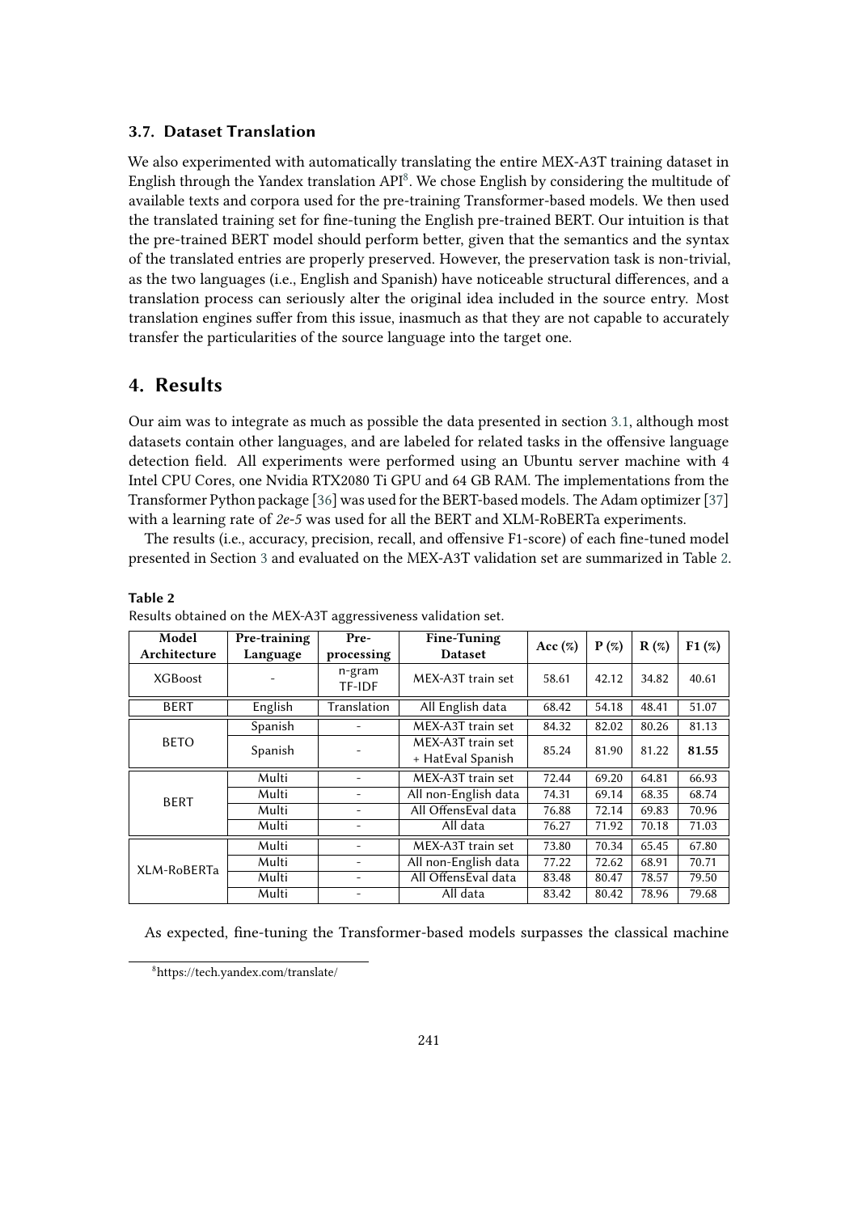### 3.7. Dataset Translation

We also experimented with automatically translating the entire MEX-A3T training dataset in English through the Yandex translation API[8]. We chose English by considering the multitude of available texts and corpora used for the pre-training Transformer-based models. We then used the translated training set for fine-tuning the English pre-trained BERT. Our intuition is that the pre-trained BERT model should perform better, given that the semantics and the syntax of the translated entries are properly preserved. However, the preservation task is non-trivial, as the two languages (i.e., English and Spanish) have noticeable structural differences, and a translation process can seriously alter the original idea included in the source entry. Most translation engines suffer from this issue, inasmuch as that they are not capable to accurately transfer the particularities of the source language into the target one.

## 4. Results

Our aim was to integrate as much as possible the data presented in section 3.1, although most datasets contain other languages, and are labeled for related tasks in the offensive language detection field. All experiments were performed using an Ubuntu server machine with 4 Intel CPU Cores, one Nvidia RTX2080 Ti GPU and 64 GB RAM. The implementations from the Transformer Python package [36] was used for the BERT-based models. The Adam optimizer [37] with a learning rate of *2e-5* was used for all the BERT and XLM-RoBERTa experiments.

The results (i.e., accuracy, precision, recall, and offensive F1-score) of each fine-tuned model presented in Section 3 and evaluated on the MEX-A3T validation set are summarized in Table 2.

**Table 2**
Results obtained on the MEX-A3T aggressiveness validation set.

| Model Architecture | Pre-training Language | Pre-processing | Fine-Tuning Dataset | Acc (%) | P (%) | R (%) | F1 (%) |
|---|---|---|---|---|---|---|---|
| XGBoost | - | n-gram TF-IDF | MEX-A3T train set | 58.61 | 42.12 | 34.82 | 40.61 |
| BERT | English | Translation | All English data | 68.42 | 54.18 | 48.41 | 51.07 |
| BETO | Spanish | - | MEX-A3T train set | 84.32 | 82.02 | 80.26 | 81.13 |
| | Spanish | - | MEX-A3T train set + HatEval Spanish | 85.24 | 81.90 | 81.22 | **81.55** |
| BERT | Multi | - | MEX-A3T train set | 72.44 | 69.20 | 64.81 | 66.93 |
| | Multi | - | All non-English data | 74.31 | 69.14 | 68.35 | 68.74 |
| | Multi | - | All OffensEval data | 76.88 | 72.14 | 69.83 | 70.96 |
| | Multi | - | All data | 76.27 | 71.92 | 70.18 | 71.03 |
| XLM-RoBERTa | Multi | - | MEX-A3T train set | 73.80 | 70.34 | 65.45 | 67.80 |
| | Multi | - | All non-English data | 77.22 | 72.62 | 68.91 | 70.71 |
| | Multi | - | All OffensEval data | 83.48 | 80.47 | 78.57 | 79.50 |
| | Multi | - | All data | 83.42 | 80.42 | 78.96 | 79.68 |

As expected, fine-tuning the Transformer-based models surpasses the classical machine

[8] https://tech.yandex.com/translate/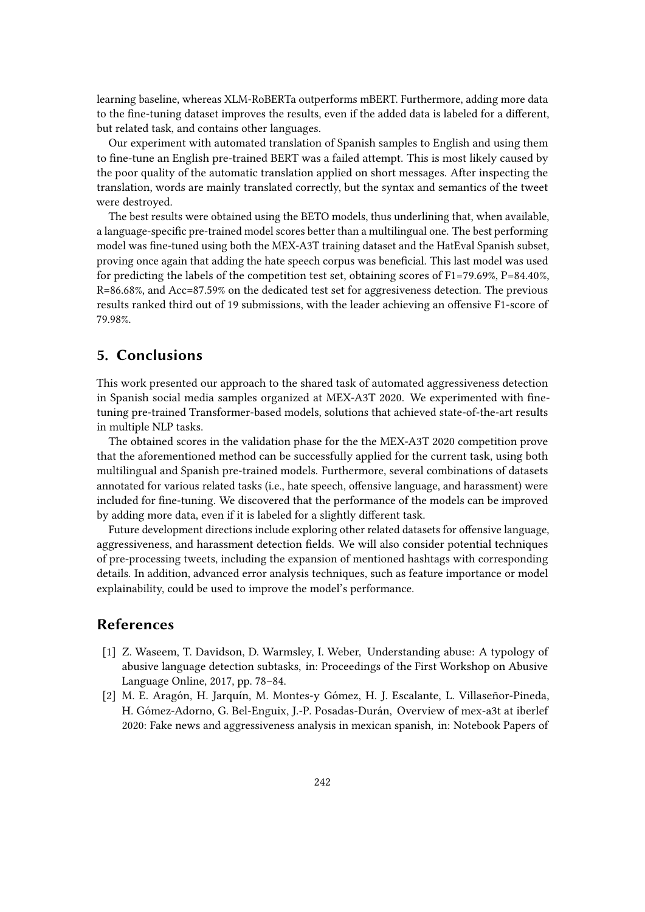learning baseline, whereas XLM-RoBERTa outperforms mBERT. Furthermore, adding more data to the fine-tuning dataset improves the results, even if the added data is labeled for a different, but related task, and contains other languages.

Our experiment with automated translation of Spanish samples to English and using them to fine-tune an English pre-trained BERT was a failed attempt. This is most likely caused by the poor quality of the automatic translation applied on short messages. After inspecting the translation, words are mainly translated correctly, but the syntax and semantics of the tweet were destroyed.

The best results were obtained using the BETO models, thus underlining that, when available, a language-specific pre-trained model scores better than a multilingual one. The best performing model was fine-tuned using both the MEX-A3T training dataset and the HatEval Spanish subset, proving once again that adding the hate speech corpus was beneficial. This last model was used for predicting the labels of the competition test set, obtaining scores of F1=79.69%, P=84.40%, R=86.68%, and Acc=87.59% on the dedicated test set for aggresiveness detection. The previous results ranked third out of 19 submissions, with the leader achieving an offensive F1-score of 79.98%.

## 5. Conclusions

This work presented our approach to the shared task of automated aggressiveness detection in Spanish social media samples organized at MEX-A3T 2020. We experimented with fine-tuning pre-trained Transformer-based models, solutions that achieved state-of-the-art results in multiple NLP tasks.

The obtained scores in the validation phase for the the MEX-A3T 2020 competition prove that the aforementioned method can be successfully applied for the current task, using both multilingual and Spanish pre-trained models. Furthermore, several combinations of datasets annotated for various related tasks (i.e., hate speech, offensive language, and harassment) were included for fine-tuning. We discovered that the performance of the models can be improved by adding more data, even if it is labeled for a slightly different task.

Future development directions include exploring other related datasets for offensive language, aggressiveness, and harassment detection fields. We will also consider potential techniques of pre-processing tweets, including the expansion of mentioned hashtags with corresponding details. In addition, advanced error analysis techniques, such as feature importance or model explainability, could be used to improve the model's performance.

## References

[1] Z. Waseem, T. Davidson, D. Warmsley, I. Weber, Understanding abuse: A typology of abusive language detection subtasks, in: Proceedings of the First Workshop on Abusive Language Online, 2017, pp. 78–84.

[2] M. E. Aragón, H. Jarquín, M. Montes-y Gómez, H. J. Escalante, L. Villaseñor-Pineda, H. Gómez-Adorno, G. Bel-Enguix, J.-P. Posadas-Durán, Overview of mex-a3t at iberlef 2020: Fake news and aggressiveness analysis in mexican spanish, in: Notebook Papers of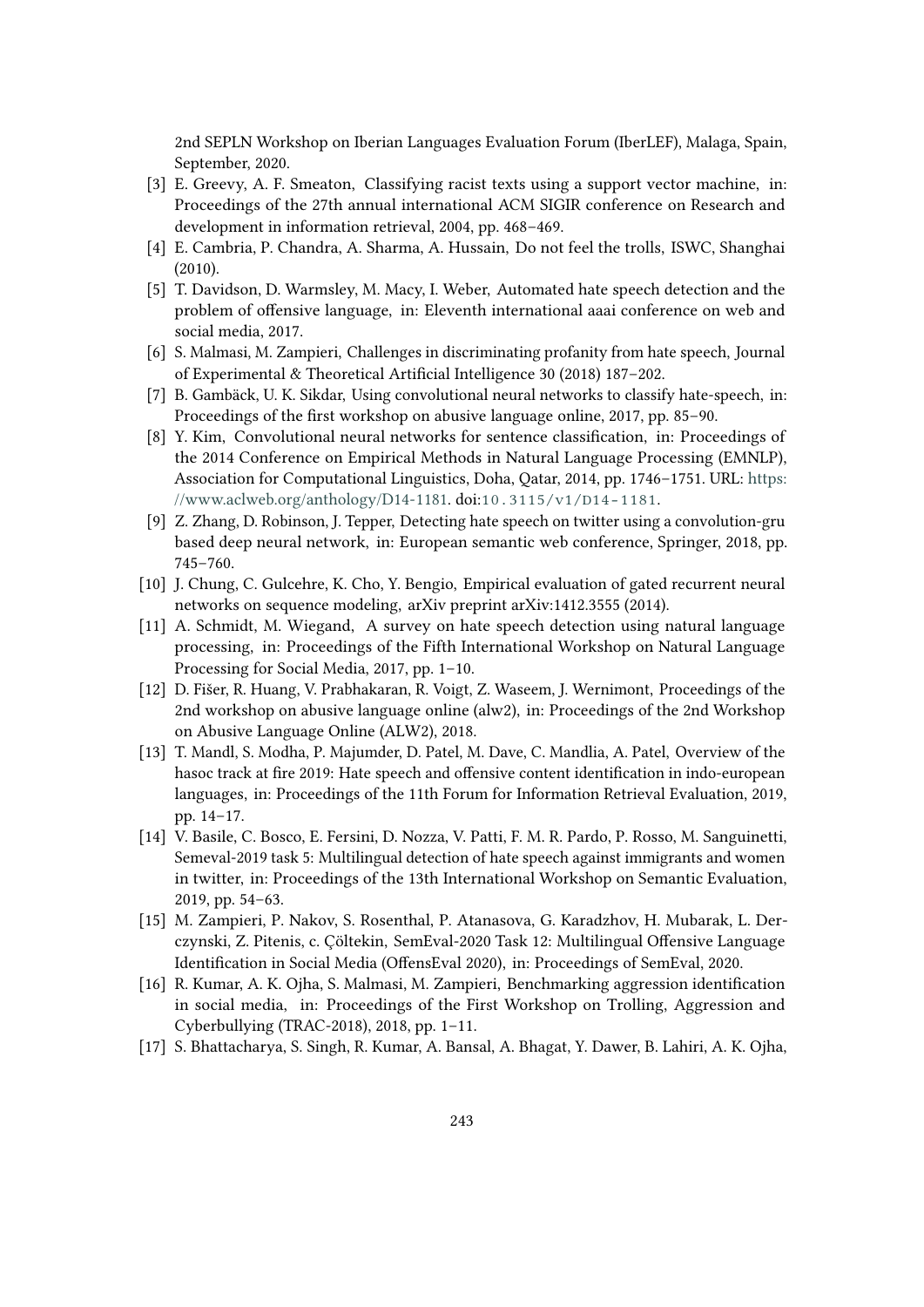2nd SEPLN Workshop on Iberian Languages Evaluation Forum (IberLEF), Malaga, Spain, September, 2020.

[3] E. Greevy, A. F. Smeaton, Classifying racist texts using a support vector machine, in: Proceedings of the 27th annual international ACM SIGIR conference on Research and development in information retrieval, 2004, pp. 468–469.

[4] E. Cambria, P. Chandra, A. Sharma, A. Hussain, Do not feel the trolls, ISWC, Shanghai (2010).

[5] T. Davidson, D. Warmsley, M. Macy, I. Weber, Automated hate speech detection and the problem of offensive language, in: Eleventh international aaai conference on web and social media, 2017.

[6] S. Malmasi, M. Zampieri, Challenges in discriminating profanity from hate speech, Journal of Experimental & Theoretical Artificial Intelligence 30 (2018) 187–202.

[7] B. Gambäck, U. K. Sikdar, Using convolutional neural networks to classify hate-speech, in: Proceedings of the first workshop on abusive language online, 2017, pp. 85–90.

[8] Y. Kim, Convolutional neural networks for sentence classification, in: Proceedings of the 2014 Conference on Empirical Methods in Natural Language Processing (EMNLP), Association for Computational Linguistics, Doha, Qatar, 2014, pp. 1746–1751. URL: https://www.aclweb.org/anthology/D14-1181. doi:10.3115/v1/D14-1181.

[9] Z. Zhang, D. Robinson, J. Tepper, Detecting hate speech on twitter using a convolution-gru based deep neural network, in: European semantic web conference, Springer, 2018, pp. 745–760.

[10] J. Chung, C. Gulcehre, K. Cho, Y. Bengio, Empirical evaluation of gated recurrent neural networks on sequence modeling, arXiv preprint arXiv:1412.3555 (2014).

[11] A. Schmidt, M. Wiegand, A survey on hate speech detection using natural language processing, in: Proceedings of the Fifth International Workshop on Natural Language Processing for Social Media, 2017, pp. 1–10.

[12] D. Fišer, R. Huang, V. Prabhakaran, R. Voigt, Z. Waseem, J. Wernimont, Proceedings of the 2nd workshop on abusive language online (alw2), in: Proceedings of the 2nd Workshop on Abusive Language Online (ALW2), 2018.

[13] T. Mandl, S. Modha, P. Majumder, D. Patel, M. Dave, C. Mandlia, A. Patel, Overview of the hasoc track at fire 2019: Hate speech and offensive content identification in indo-european languages, in: Proceedings of the 11th Forum for Information Retrieval Evaluation, 2019, pp. 14–17.

[14] V. Basile, C. Bosco, E. Fersini, D. Nozza, V. Patti, F. M. R. Pardo, P. Rosso, M. Sanguinetti, Semeval-2019 task 5: Multilingual detection of hate speech against immigrants and women in twitter, in: Proceedings of the 13th International Workshop on Semantic Evaluation, 2019, pp. 54–63.

[15] M. Zampieri, P. Nakov, S. Rosenthal, P. Atanasova, G. Karadzhov, H. Mubarak, L. Derczynski, Z. Pitenis, c. Çöltekin, SemEval-2020 Task 12: Multilingual Offensive Language Identification in Social Media (OffensEval 2020), in: Proceedings of SemEval, 2020.

[16] R. Kumar, A. K. Ojha, S. Malmasi, M. Zampieri, Benchmarking aggression identification in social media, in: Proceedings of the First Workshop on Trolling, Aggression and Cyberbullying (TRAC-2018), 2018, pp. 1–11.

[17] S. Bhattacharya, S. Singh, R. Kumar, A. Bansal, A. Bhagat, Y. Dawer, B. Lahiri, A. K. Ojha,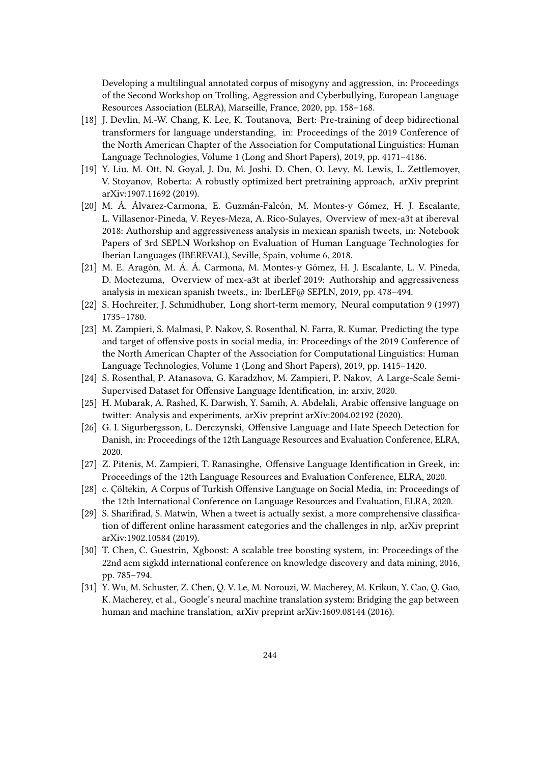Developing a multilingual annotated corpus of misogyny and aggression, in: Proceedings of the Second Workshop on Trolling, Aggression and Cyberbullying, European Language Resources Association (ELRA), Marseille, France, 2020, pp. 158–168.

[18] J. Devlin, M.-W. Chang, K. Lee, K. Toutanova, Bert: Pre-training of deep bidirectional transformers for language understanding, in: Proceedings of the 2019 Conference of the North American Chapter of the Association for Computational Linguistics: Human Language Technologies, Volume 1 (Long and Short Papers), 2019, pp. 4171–4186.

[19] Y. Liu, M. Ott, N. Goyal, J. Du, M. Joshi, D. Chen, O. Levy, M. Lewis, L. Zettlemoyer, V. Stoyanov, Roberta: A robustly optimized bert pretraining approach, arXiv preprint arXiv:1907.11692 (2019).

[20] M. Á. Álvarez-Carmona, E. Guzmán-Falcón, M. Montes-y Gómez, H. J. Escalante, L. Villasenor-Pineda, V. Reyes-Meza, A. Rico-Sulayes, Overview of mex-a3t at ibereval 2018: Authorship and aggressiveness analysis in mexican spanish tweets, in: Notebook Papers of 3rd SEPLN Workshop on Evaluation of Human Language Technologies for Iberian Languages (IBEREVAL), Seville, Spain, volume 6, 2018.

[21] M. E. Aragón, M. Á. Á. Carmona, M. Montes-y Gómez, H. J. Escalante, L. V. Pineda, D. Moctezuma, Overview of mex-a3t at iberlef 2019: Authorship and aggressiveness analysis in mexican spanish tweets., in: IberLEF@ SEPLN, 2019, pp. 478–494.

[22] S. Hochreiter, J. Schmidhuber, Long short-term memory, Neural computation 9 (1997) 1735–1780.

[23] M. Zampieri, S. Malmasi, P. Nakov, S. Rosenthal, N. Farra, R. Kumar, Predicting the type and target of offensive posts in social media, in: Proceedings of the 2019 Conference of the North American Chapter of the Association for Computational Linguistics: Human Language Technologies, Volume 1 (Long and Short Papers), 2019, pp. 1415–1420.

[24] S. Rosenthal, P. Atanasova, G. Karadzhov, M. Zampieri, P. Nakov, A Large-Scale Semi-Supervised Dataset for Offensive Language Identification, in: arxiv, 2020.

[25] H. Mubarak, A. Rashed, K. Darwish, Y. Samih, A. Abdelali, Arabic offensive language on twitter: Analysis and experiments, arXiv preprint arXiv:2004.02192 (2020).

[26] G. I. Sigurbergsson, L. Derczynski, Offensive Language and Hate Speech Detection for Danish, in: Proceedings of the 12th Language Resources and Evaluation Conference, ELRA, 2020.

[27] Z. Pitenis, M. Zampieri, T. Ranasinghe, Offensive Language Identification in Greek, in: Proceedings of the 12th Language Resources and Evaluation Conference, ELRA, 2020.

[28] c. Çöltekin, A Corpus of Turkish Offensive Language on Social Media, in: Proceedings of the 12th International Conference on Language Resources and Evaluation, ELRA, 2020.

[29] S. Sharifirad, S. Matwin, When a tweet is actually sexist. a more comprehensive classification of different online harassment categories and the challenges in nlp, arXiv preprint arXiv:1902.10584 (2019).

[30] T. Chen, C. Guestrin, Xgboost: A scalable tree boosting system, in: Proceedings of the 22nd acm sigkdd international conference on knowledge discovery and data mining, 2016, pp. 785–794.

[31] Y. Wu, M. Schuster, Z. Chen, Q. V. Le, M. Norouzi, W. Macherey, M. Krikun, Y. Cao, Q. Gao, K. Macherey, et al., Google's neural machine translation system: Bridging the gap between human and machine translation, arXiv preprint arXiv:1609.08144 (2016).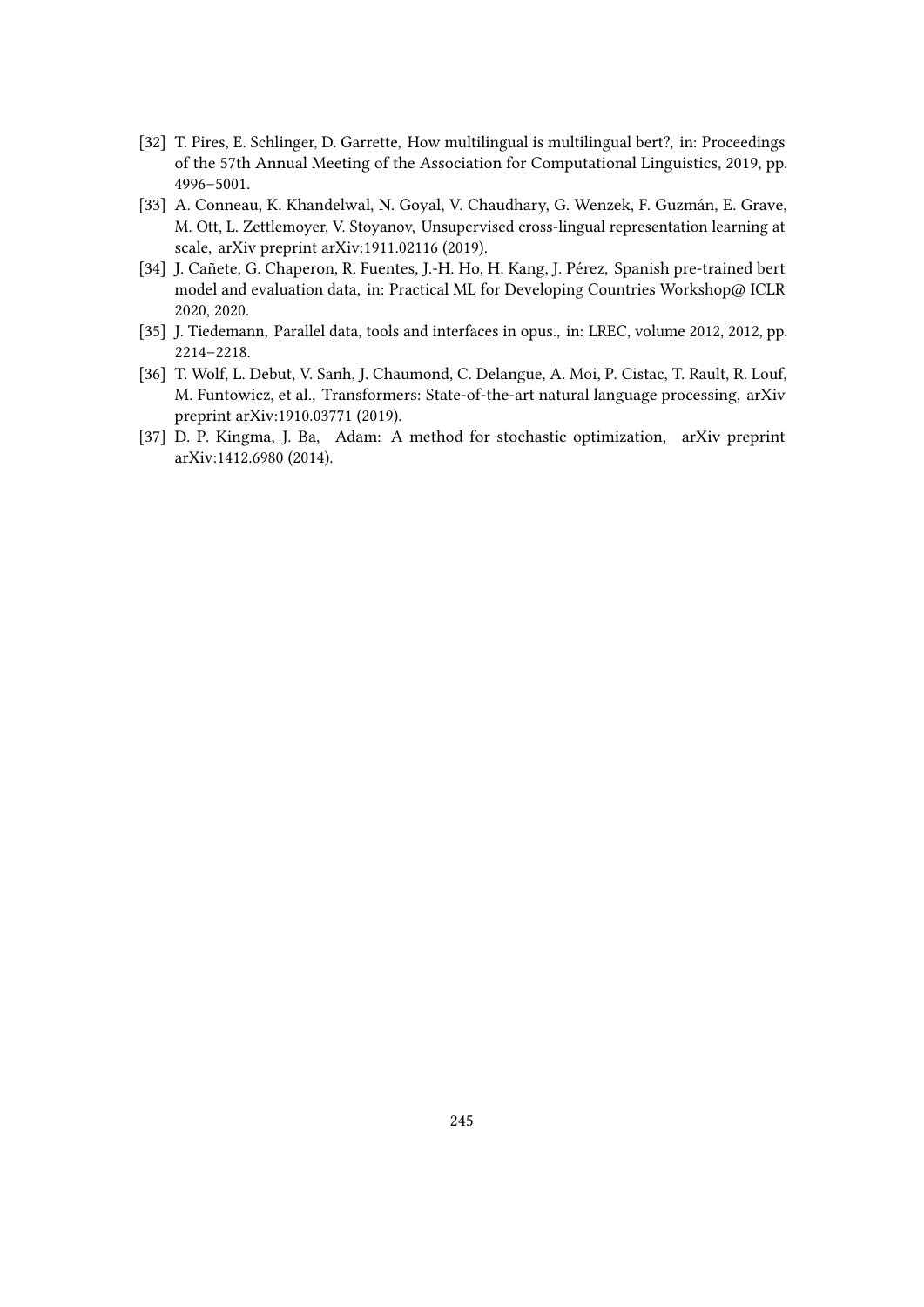[32] T. Pires, E. Schlinger, D. Garrette, How multilingual is multilingual bert?, in: Proceedings of the 57th Annual Meeting of the Association for Computational Linguistics, 2019, pp. 4996–5001.

[33] A. Conneau, K. Khandelwal, N. Goyal, V. Chaudhary, G. Wenzek, F. Guzmán, E. Grave, M. Ott, L. Zettlemoyer, V. Stoyanov, Unsupervised cross-lingual representation learning at scale, arXiv preprint arXiv:1911.02116 (2019).

[34] J. Cañete, G. Chaperon, R. Fuentes, J.-H. Ho, H. Kang, J. Pérez, Spanish pre-trained bert model and evaluation data, in: Practical ML for Developing Countries Workshop@ ICLR 2020, 2020.

[35] J. Tiedemann, Parallel data, tools and interfaces in opus., in: LREC, volume 2012, 2012, pp. 2214–2218.

[36] T. Wolf, L. Debut, V. Sanh, J. Chaumond, C. Delangue, A. Moi, P. Cistac, T. Rault, R. Louf, M. Funtowicz, et al., Transformers: State-of-the-art natural language processing, arXiv preprint arXiv:1910.03771 (2019).

[37] D. P. Kingma, J. Ba, Adam: A method for stochastic optimization, arXiv preprint arXiv:1412.6980 (2014).